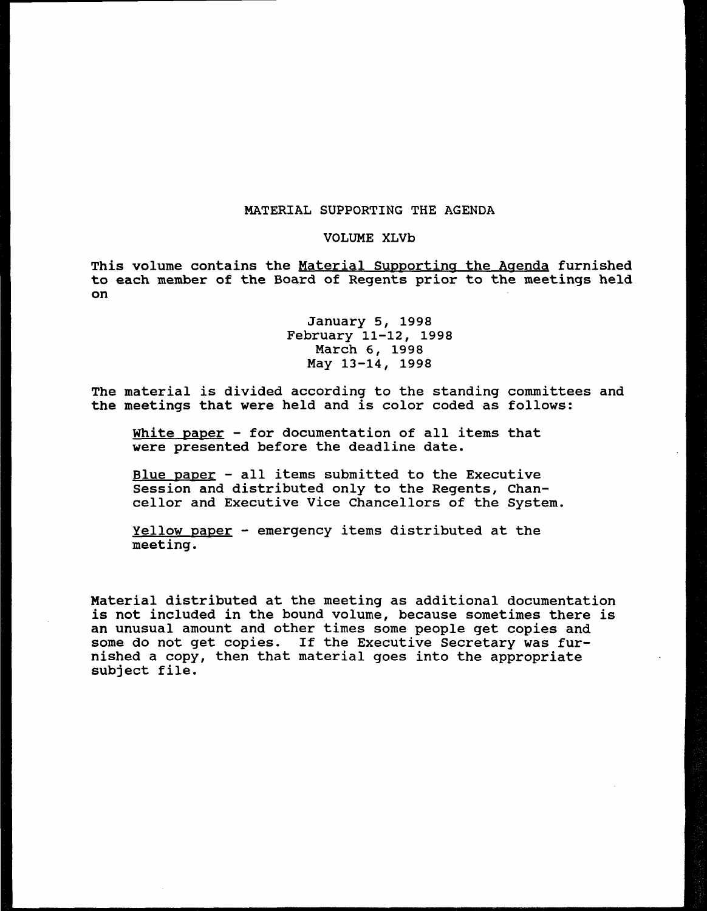# MATERIAL SUPPORTING THE AGENDA

## VOLUME XLVb

This volume contains the Material Supporting the Agenda furnished to each member of the Board of Regents prior to the meetings held on

January 5, 1998
February 11-12, 1998
March 6, 1998
May 13-14, 1998

The material is divided according to the standing committees and the meetings that were held and is color coded as follows:

White paper - for documentation of all items that were presented before the deadline date.

Blue paper - all items submitted to the Executive Session and distributed only to the Regents, Chancellor and Executive Vice Chancellors of the System.

Yellow paper - emergency items distributed at the meeting.

Material distributed at the meeting as additional documentation is not included in the bound volume, because sometimes there is an unusual amount and other times some people get copies and some do not get copies. If the Executive Secretary was furnished a copy, then that material goes into the appropriate subject file.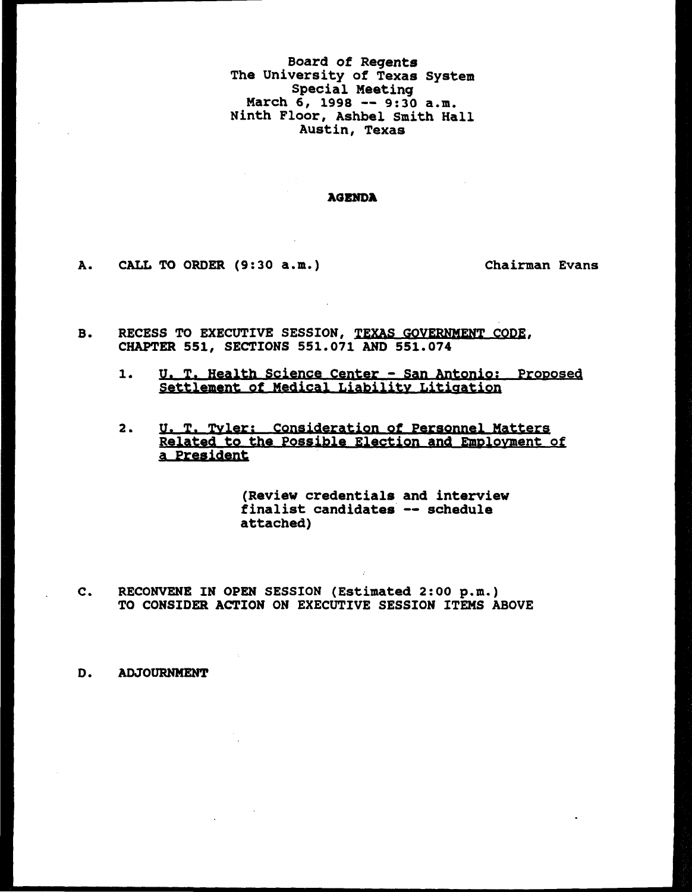Board of Regents
The University of Texas System
Special Meeting
March 6, 1998 -- 9:30 a.m.
Ninth Floor, Ashbel Smith Hall
Austin, Texas

**AGENDA**

A. CALL TO ORDER (9:30 a.m.) Chairman Evans

B. RECESS TO EXECUTIVE SESSION, TEXAS GOVERNMENT CODE, CHAPTER 551, SECTIONS 551.071 AND 551.074

1. U. T. Health Science Center - San Antonio: Proposed Settlement of Medical Liability Litigation

2. U. T. Tyler: Consideration of Personnel Matters Related to the Possible Election and Employment of a President

   (Review credentials and interview finalist candidates -- schedule attached)

C. RECONVENE IN OPEN SESSION (Estimated 2:00 p.m.) TO CONSIDER ACTION ON EXECUTIVE SESSION ITEMS ABOVE

D. ADJOURNMENT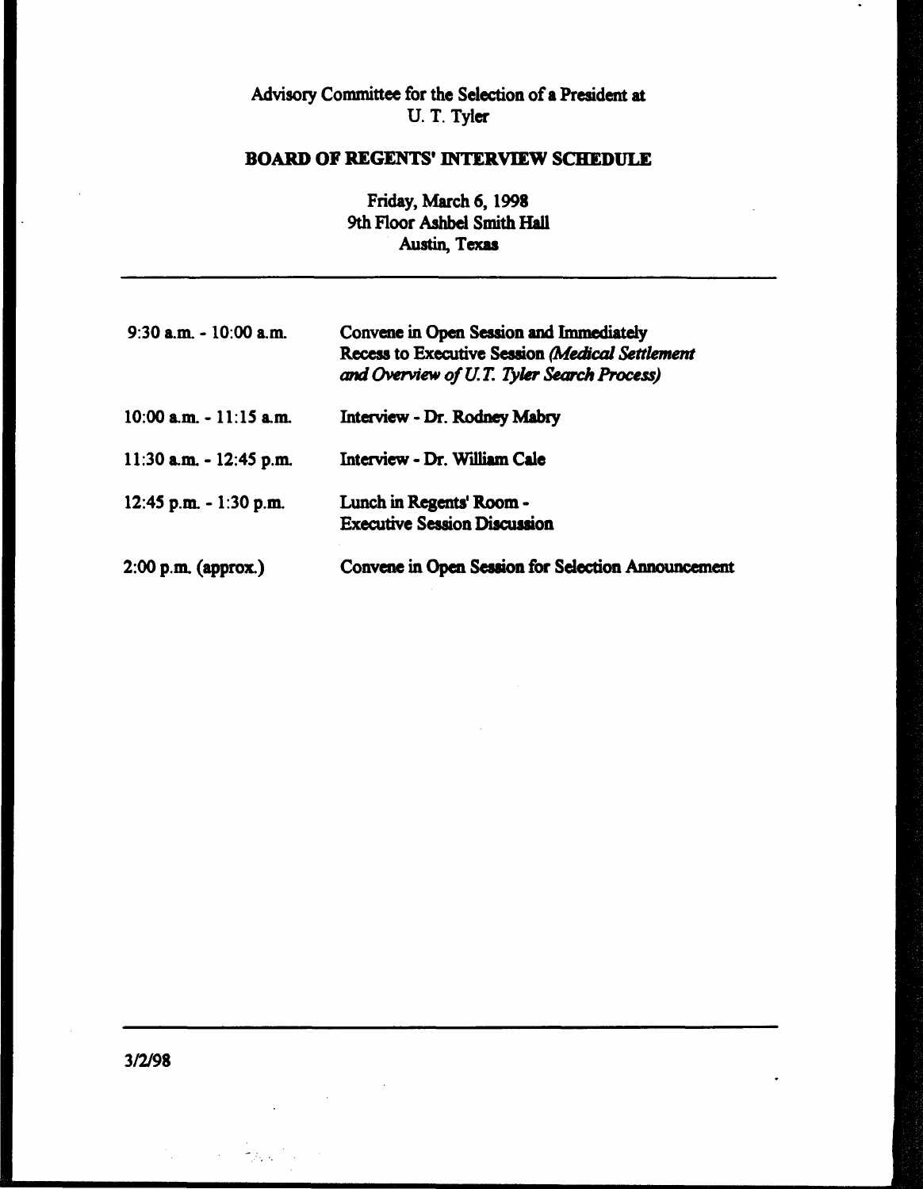Advisory Committee for the Selection of a President at
U. T. Tyler

## BOARD OF REGENTS' INTERVIEW SCHEDULE

Friday, March 6, 1998
9th Floor Ashbel Smith Hall
Austin, Texas

| | |
|---|---|
| 9:30 a.m. - 10:00 a.m. | Convene in Open Session and Immediately Recess to Executive Session *(Medical Settlement and Overview of U.T. Tyler Search Process)* |
| 10:00 a.m. - 11:15 a.m. | Interview - Dr. Rodney Mabry |
| 11:30 a.m. - 12:45 p.m. | Interview - Dr. William Cale |
| 12:45 p.m. - 1:30 p.m. | Lunch in Regents' Room - Executive Session Discussion |
| 2:00 p.m. (approx.) | Convene in Open Session for Selection Announcement |

3/2/98